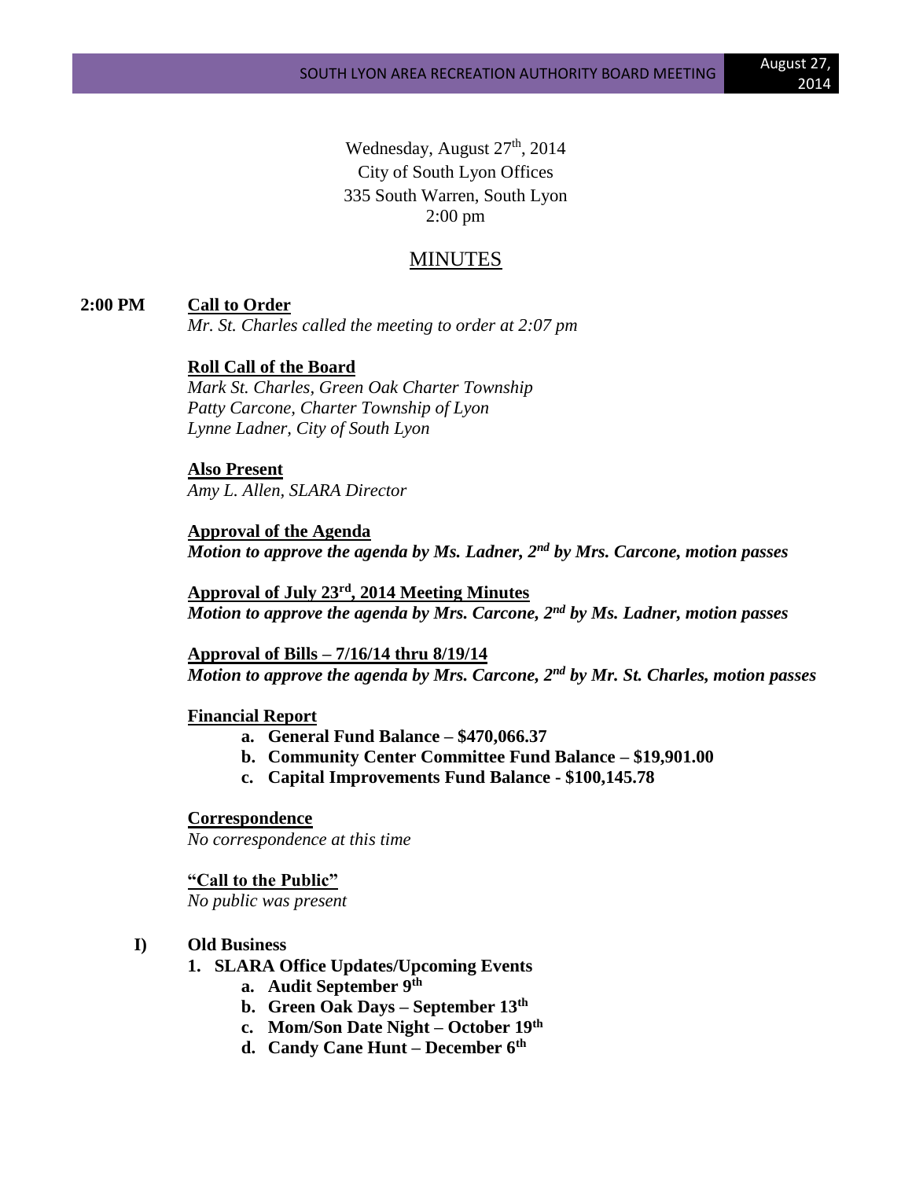Wednesday, August 27th, 2014
City of South Lyon Offices
335 South Warren, South Lyon
2:00 pm

# MINUTES

**2:00 PM** **Call to Order**

*Mr. St. Charles called the meeting to order at 2:07 pm*

**Roll Call of the Board**

*Mark St. Charles, Green Oak Charter Township*
*Patty Carcone, Charter Township of Lyon*
*Lynne Ladner, City of South Lyon*

**Also Present**

*Amy L. Allen, SLARA Director*

**Approval of the Agenda**

***Motion to approve the agenda by Ms. Ladner, 2nd by Mrs. Carcone, motion passes***

**Approval of July 23rd, 2014 Meeting Minutes**

***Motion to approve the agenda by Mrs. Carcone, 2nd by Ms. Ladner, motion passes***

**Approval of Bills – 7/16/14 thru 8/19/14**

***Motion to approve the agenda by Mrs. Carcone, 2nd by Mr. St. Charles, motion passes***

**Financial Report**

- **a. General Fund Balance – $470,066.37**
- **b. Community Center Committee Fund Balance – $19,901.00**
- **c. Capital Improvements Fund Balance - $100,145.78**

**Correspondence**

*No correspondence at this time*

**"Call to the Public"**

*No public was present*

**I) Old Business**

1. **SLARA Office Updates/Upcoming Events**
   - **a. Audit September 9th**
   - **b. Green Oak Days – September 13th**
   - **c. Mom/Son Date Night – October 19th**
   - **d. Candy Cane Hunt – December 6th**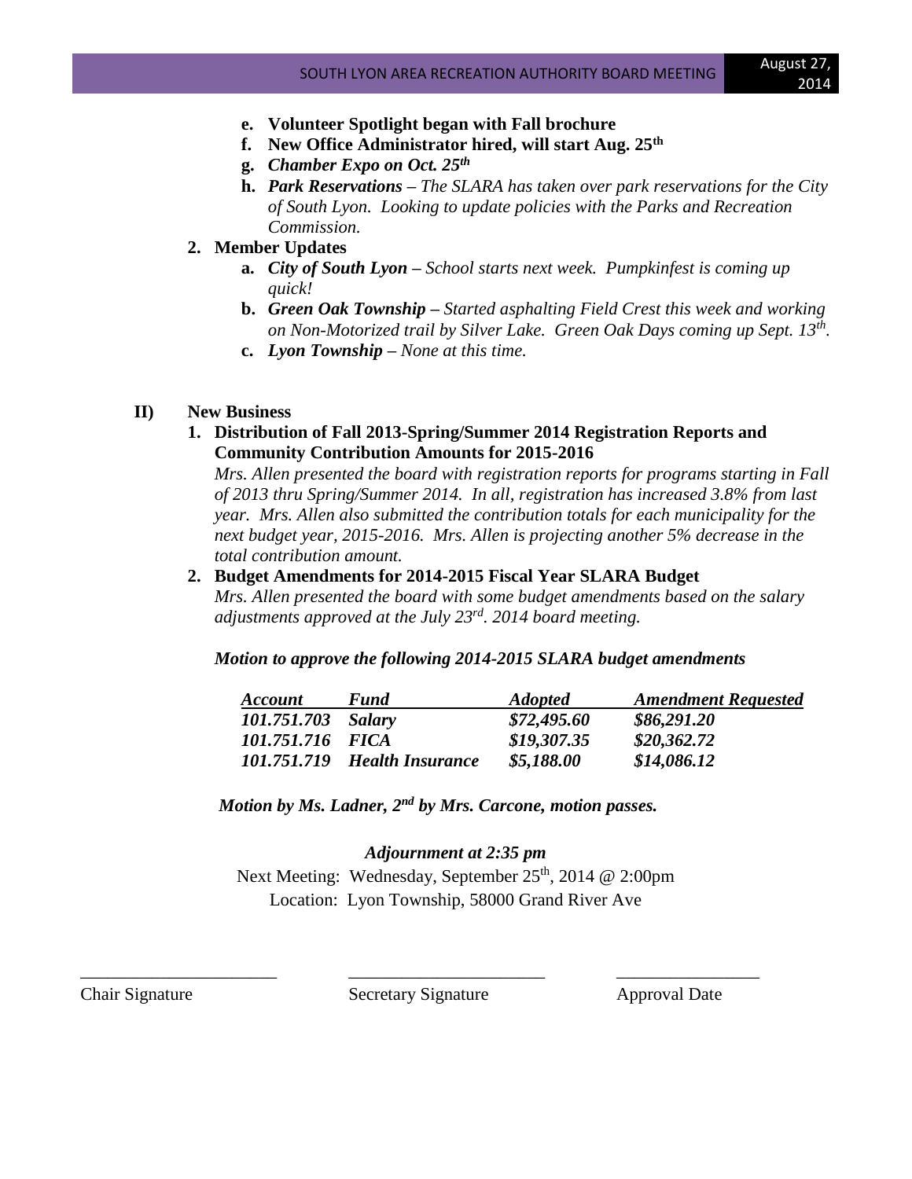- e. **Volunteer Spotlight began with Fall brochure**
- f. **New Office Administrator hired, will start Aug. 25th**
- g. ***Chamber Expo on Oct. 25th***
- h. ***Park Reservations** – The SLARA has taken over park reservations for the City of South Lyon. Looking to update policies with the Parks and Recreation Commission.*

**2. Member Updates**

- a. ***City of South Lyon** – School starts next week. Pumpkinfest is coming up quick!*
- b. ***Green Oak Township** – Started asphalting Field Crest this week and working on Non-Motorized trail by Silver Lake. Green Oak Days coming up Sept. 13th.*
- c. ***Lyon Township** – None at this time.*

## II) New Business

**1. Distribution of Fall 2013-Spring/Summer 2014 Registration Reports and Community Contribution Amounts for 2015-2016**

*Mrs. Allen presented the board with registration reports for programs starting in Fall of 2013 thru Spring/Summer 2014. In all, registration has increased 3.8% from last year. Mrs. Allen also submitted the contribution totals for each municipality for the next budget year, 2015-2016. Mrs. Allen is projecting another 5% decrease in the total contribution amount.*

**2. Budget Amendments for 2014-2015 Fiscal Year SLARA Budget**

*Mrs. Allen presented the board with some budget amendments based on the salary adjustments approved at the July 23rd. 2014 board meeting.*

***Motion to approve the following 2014-2015 SLARA budget amendments***

| *Account* | *Fund* | *Adopted* | *Amendment Requested* |
|---|---|---|---|
| *101.751.703* | *Salary* | *$72,495.60* | *$86,291.20* |
| *101.751.716* | *FICA* | *$19,307.35* | *$20,362.72* |
| *101.751.719* | *Health Insurance* | *$5,188.00* | *$14,086.12* |

***Motion by Ms. Ladner, 2nd by Mrs. Carcone, motion passes.***

***Adjournment at 2:35 pm***

Next Meeting: Wednesday, September 25th, 2014 @ 2:00pm

Location: Lyon Township, 58000 Grand River Ave

______________________ ______________________ ________________

Chair Signature Secretary Signature Approval Date